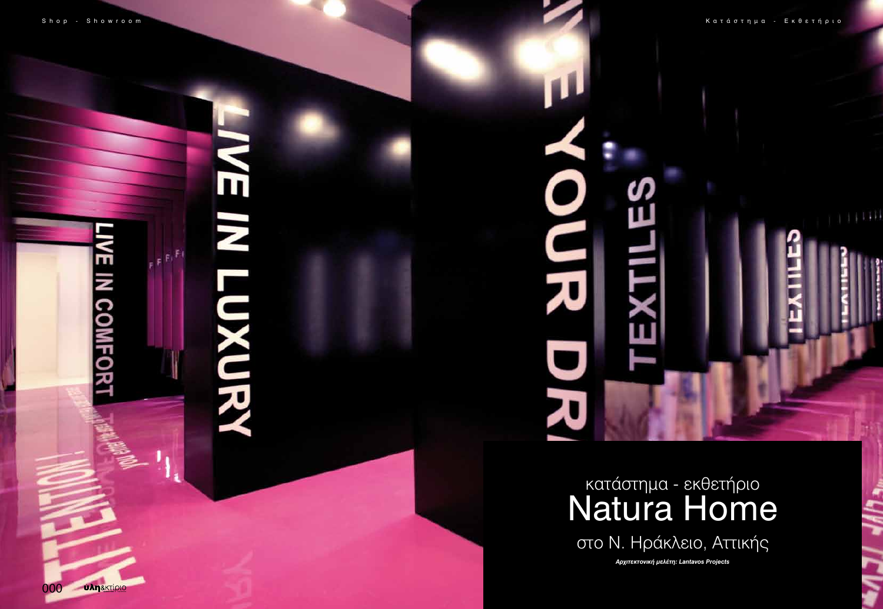κατάστημα - εκθετήριο

# Natura Home

## στο Ν. Ηράκλειο, Αττικής

***Αρχιτεκτονική μελέτη: Lantavos Projects***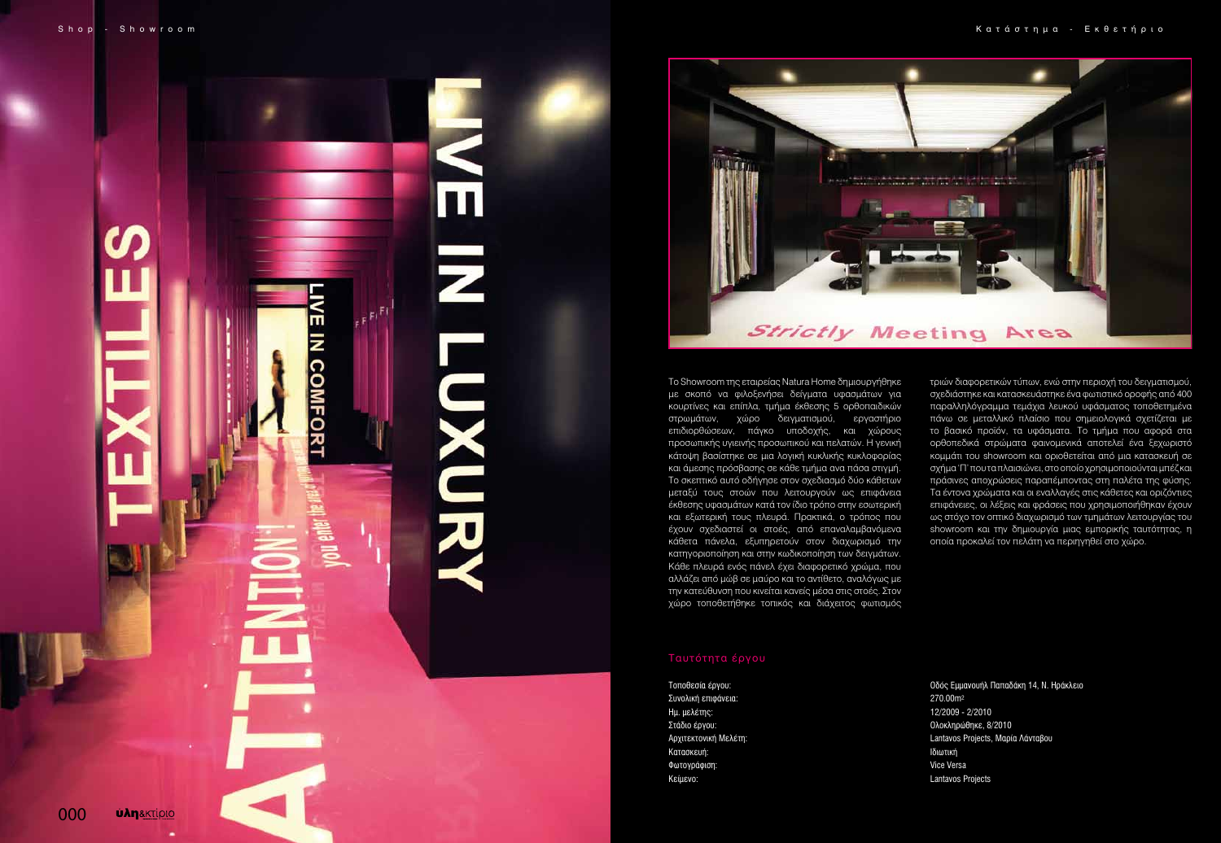Το Showroom της εταιρείας Natura Home δημιουργήθηκε με σκοπό να φιλοξενήσει δείγματα υφασμάτων για κουρτίνες και έπιπλα, τμήμα έκθεσης 5 ορθοπαιδικών στρωμάτων, χώρο δειγματισμού, εργαστήριο επιδιορθώσεων, πάγκο υποδοχής, και χώρους προσωπικής υγιεινής προσωπικού και πελατών. Η γενική κάτοψη βασίστηκε σε μια λογική κυκλικής κυκλοφορίας και άμεσης πρόσβασης σε κάθε τμήμα ανα πάσα στιγμή. Το σκεπτικό αυτό οδήγησε στον σχεδιασμό δύο κάθετων μεταξύ τους στοών που λειτουργούν ως επιφάνεια έκθεσης υφασμάτων κατά τον ίδιο τρόπο στην εσωτερική και εξωτερική τους πλευρά. Πρακτικά, ο τρόπος που έχουν σχεδιαστεί οι στοές, από επαναλαμβανόμενα κάθετα πάνελα, εξυπηρετούν στον διαχωρισμό την κατηγοριοποίηση και στην κωδικοποίηση των δειγμάτων. Κάθε πλευρά ενός πάνελ έχει διαφορετικό χρώμα, που αλλάζει από μώβ σε μαύρο και το αντίθετο, αναλόγως με την κατεύθυνση που κινείται κανείς μέσα στις στοές. Στον χώρο τοποθετήθηκε τοπικός και διάχειτος φωτισμός τριών διαφορετικών τύπων, ενώ στην περιοχή του δειγματισμού, σχεδιάστηκε και κατασκευάστηκε ένα φωτιστικό οροφής από 400 παραλληλόγραμμα τεμάχια λευκού υφάσματος τοποθετημένα πάνω σε μεταλλικό πλαίσιο που σημειολογικά σχετίζεται με το βασικό προϊόν, τα υφάσματα. Το τμήμα που αφορά στα ορθοπεδικά στρώματα φαινομενικά αποτελεί ένα ξεχωριστό κομμάτι του showroom και οριοθετείται από μια κατασκευή σε σχήμα 'Π' που τα πλαισιώνει, στο οποίο χρησιμοποιούνται μπέζ και πράσινες αποχρώσεις παραπέμποντας στη παλέτα της φύσης. Τα έντονα χρώματα και οι εναλλαγές στις κάθετες και οριζόντιες επιφάνειες, οι λέξεις και φράσεις που χρησιμοποιήθηκαν έχουν ως στόχο τον οπτικό διαχωρισμό των τμημάτων λειτουργίας του showroom και την δημιουργία μιας εμπορικής ταυτότητας, η οποία προκαλεί τον πελάτη να περιηγηθεί στο χώρο.

## Ταυτότητα έργου

| | |
|---|---|
| Τοποθεσία έργου: | Οδός Εμμανουήλ Παπαδάκη 14, Ν. Ηράκλειο |
| Συνολική επιφάνεια: | 270.00m² |
| Ημ. μελέτης: | 12/2009 - 2/2010 |
| Στάδιο έργου: | Ολοκληρώθηκε, 8/2010 |
| Αρχιτεκτονική Μελέτη: | Lantavos Projects, Μαρία Λάνταβου |
| Κατασκευή: | Ιδιωτική |
| Φωτογράφιση: | Vice Versa |
| Κείμενο: | Lantavos Projects |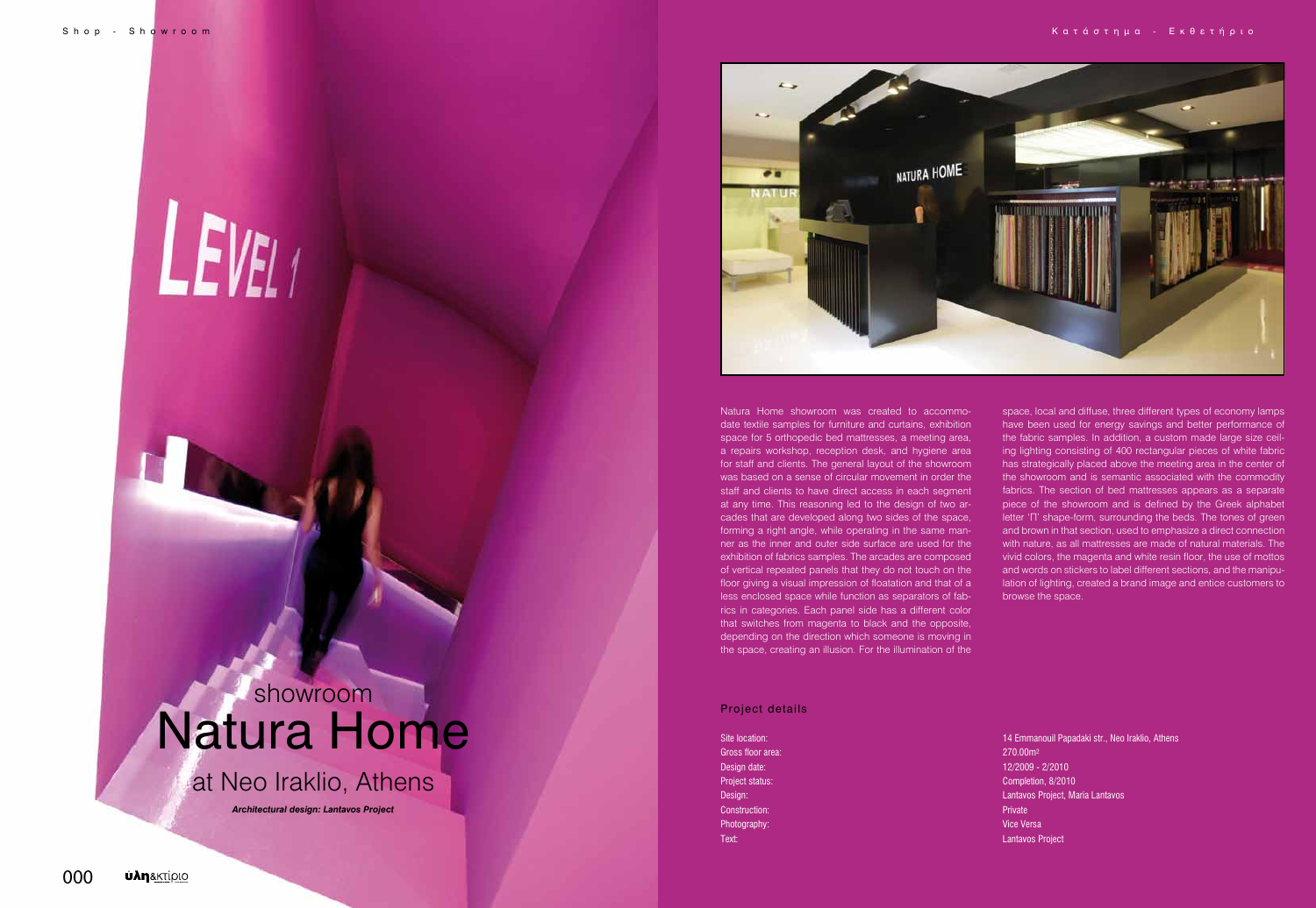# showroom Natura Home

## at Neo Iraklio, Athens

***Architectural design: Lantavos Project***

Natura Home showroom was created to accommodate textile samples for furniture and curtains, exhibition space for 5 orthopedic bed mattresses, a meeting area, a repairs workshop, reception desk, and hygiene area for staff and clients. The general layout of the showroom was based on a sense of circular movement in order the staff and clients to have direct access in each segment at any time. This reasoning led to the design of two arcades that are developed along two sides of the space, forming a right angle, while operating in the same manner as the inner and outer side surface are used for the exhibition of fabrics samples. The arcades are composed of vertical repeated panels that they do not touch on the floor giving a visual impression of floatation and that of a less enclosed space while function as separators of fabrics in categories. Each panel side has a different color that switches from magenta to black and the opposite, depending on the direction which someone is moving in the space, creating an illusion. For the illumination of the space, local and diffuse, three different types of economy lamps have been used for energy savings and better performance of the fabric samples. In addition, a custom made large size ceiling lighting consisting of 400 rectangular pieces of white fabric has strategically placed above the meeting area in the center of the showroom and is semantic associated with the commodity fabrics. The section of bed mattresses appears as a separate piece of the showroom and is defined by the Greek alphabet letter 'Π' shape-form, surrounding the beds. The tones of green and brown in that section, used to emphasize a direct connection with nature, as all mattresses are made of natural materials. The vivid colors, the magenta and white resin floor, the use of mottos and words on stickers to label different sections, and the manipulation of lighting, created a brand image and entice customers to browse the space.

### Project details

| | |
|---|---|
| Site location: | 14 Emmanouil Papadaki str., Neo Iraklio, Athens |
| Gross floor area: | 270.00m² |
| Design date: | 12/2009 - 2/2010 |
| Project status: | Completion, 8/2010 |
| Design: | Lantavos Project, Maria Lantavos |
| Construction: | Private |
| Photography: | Vice Versa |
| Text: | Lantavos Project |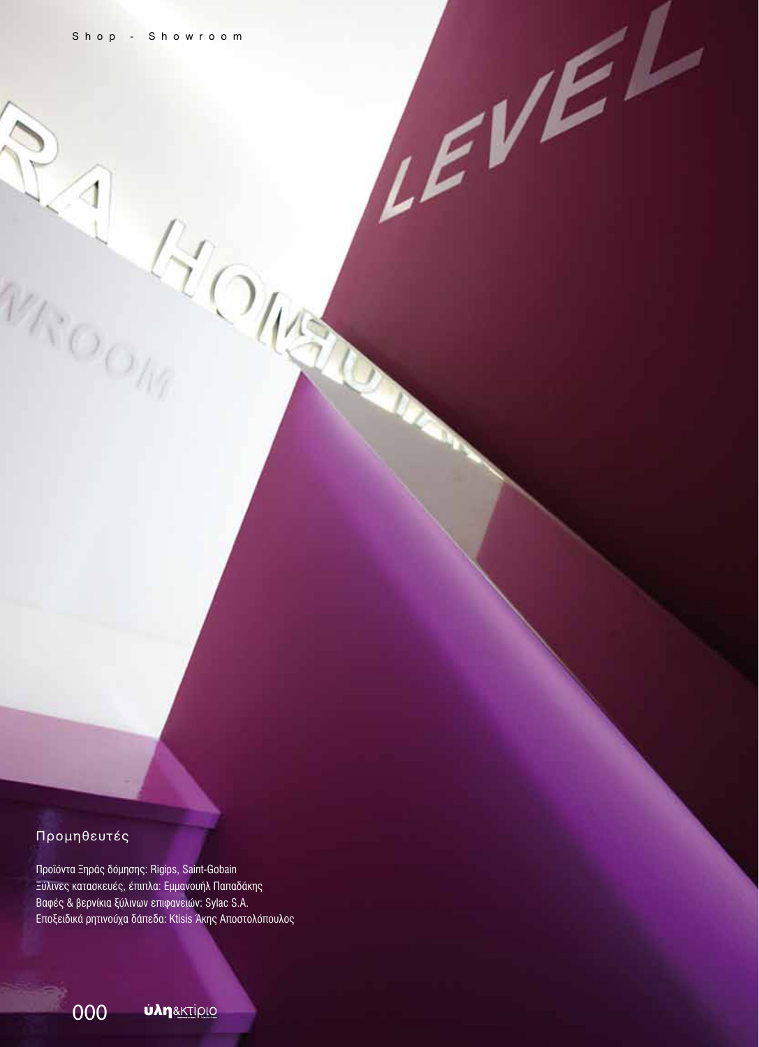## Προμηθευτές

Προϊόντα Ξηράς δόμησης: Rigips, Saint-Gobain
Ξύλινες κατασκευές, έπιπλα: Εμμανουήλ Παπαδάκης
Βαφές & βερνίκια ξύλινων επιφανειών: Sylac S.A.
Εποξειδικά ρητινούχα δάπεδα: Ktisis Άκης Αποστολόπουλος